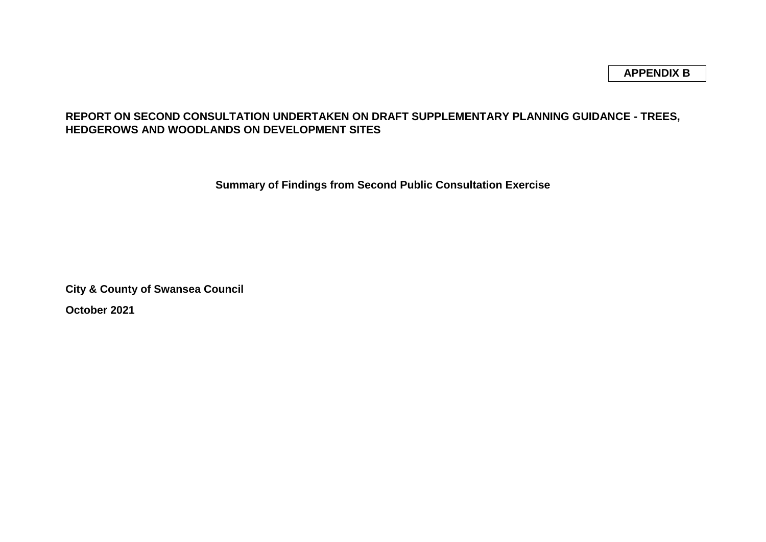**APPENDIX B**

# REPORT ON SECOND CONSULTATION UNDERTAKEN ON DRAFT SUPPLEMENTARY PLANNING GUIDANCE - TREES, HEDGEROWS AND WOODLANDS ON DEVELOPMENT SITES

## Summary of Findings from Second Public Consultation Exercise

**City & County of Swansea Council**

**October 2021**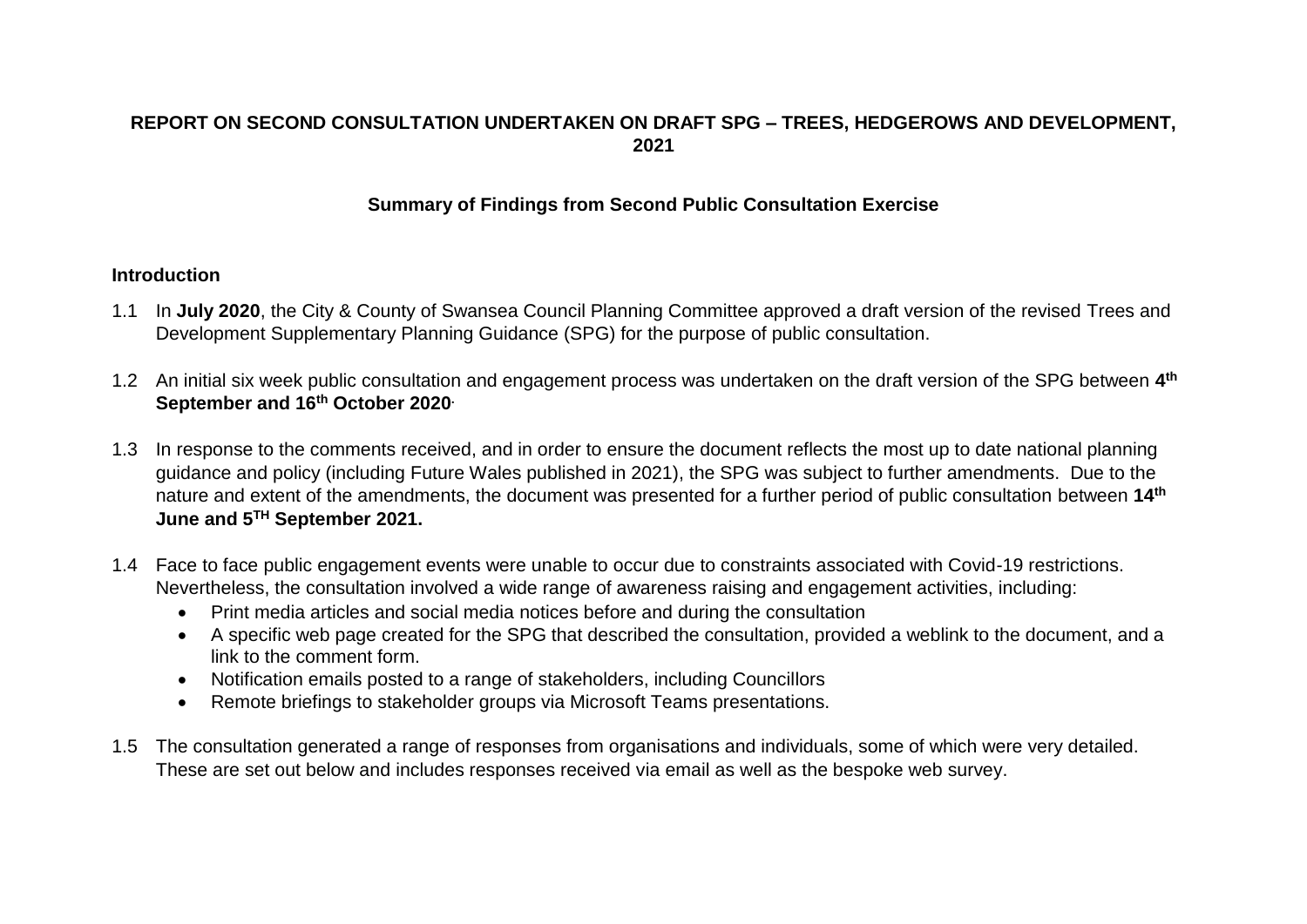**REPORT ON SECOND CONSULTATION UNDERTAKEN ON DRAFT SPG – TREES, HEDGEROWS AND DEVELOPMENT, 2021**

## Summary of Findings from Second Public Consultation Exercise

### Introduction

1.1 In **July 2020**, the City & County of Swansea Council Planning Committee approved a draft version of the revised Trees and Development Supplementary Planning Guidance (SPG) for the purpose of public consultation.

1.2 An initial six week public consultation and engagement process was undertaken on the draft version of the SPG between **4th September and 16th October 2020**.

1.3 In response to the comments received, and in order to ensure the document reflects the most up to date national planning guidance and policy (including Future Wales published in 2021), the SPG was subject to further amendments. Due to the nature and extent of the amendments, the document was presented for a further period of public consultation between **14th June and 5TH September 2021.**

1.4 Face to face public engagement events were unable to occur due to constraints associated with Covid-19 restrictions. Nevertheless, the consultation involved a wide range of awareness raising and engagement activities, including:

- Print media articles and social media notices before and during the consultation
- A specific web page created for the SPG that described the consultation, provided a weblink to the document, and a link to the comment form.
- Notification emails posted to a range of stakeholders, including Councillors
- Remote briefings to stakeholder groups via Microsoft Teams presentations.

1.5 The consultation generated a range of responses from organisations and individuals, some of which were very detailed. These are set out below and includes responses received via email as well as the bespoke web survey.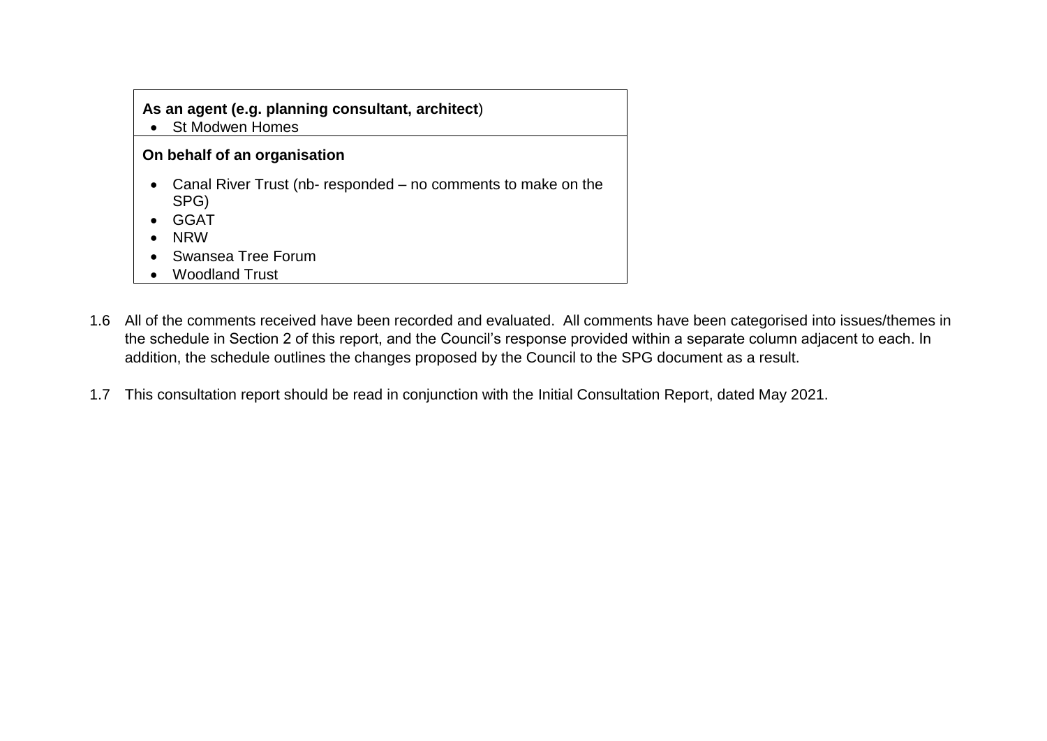| **As an agent (e.g. planning consultant, architect**)<br>• St Modwen Homes |
| --- |
| **On behalf of an organisation**<br>• Canal River Trust (nb- responded – no comments to make on the SPG)<br>• GGAT<br>• NRW<br>• Swansea Tree Forum<br>• Woodland Trust |

1.6 All of the comments received have been recorded and evaluated. All comments have been categorised into issues/themes in the schedule in Section 2 of this report, and the Council's response provided within a separate column adjacent to each. In addition, the schedule outlines the changes proposed by the Council to the SPG document as a result.

1.7 This consultation report should be read in conjunction with the Initial Consultation Report, dated May 2021.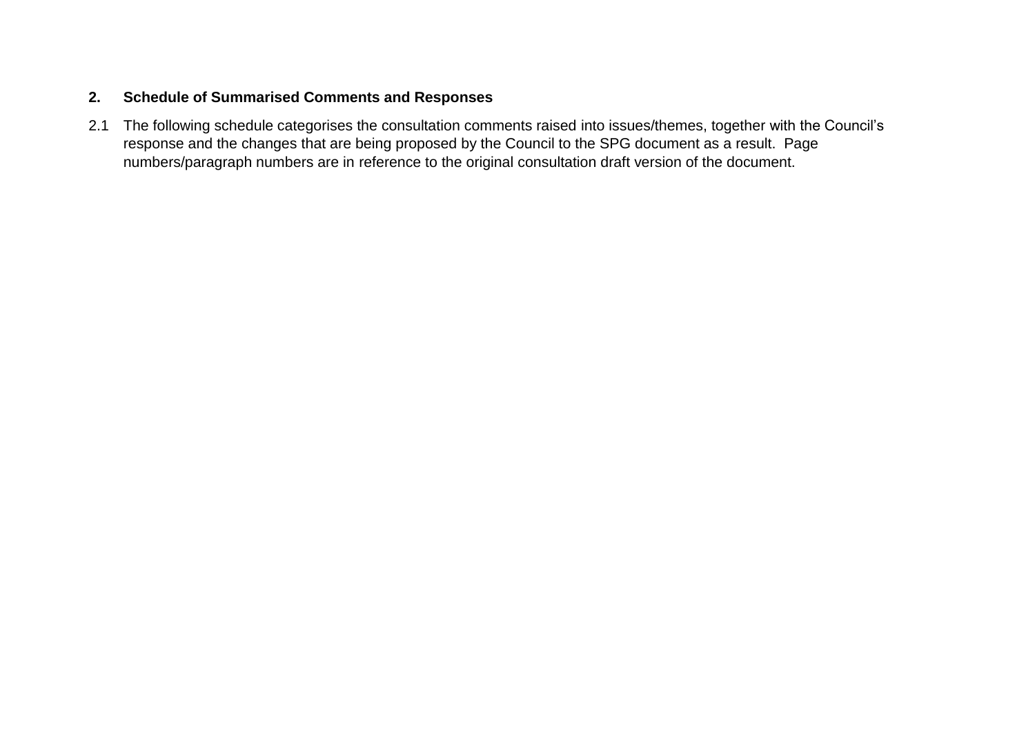## 2. Schedule of Summarised Comments and Responses

2.1 The following schedule categorises the consultation comments raised into issues/themes, together with the Council's response and the changes that are being proposed by the Council to the SPG document as a result. Page numbers/paragraph numbers are in reference to the original consultation draft version of the document.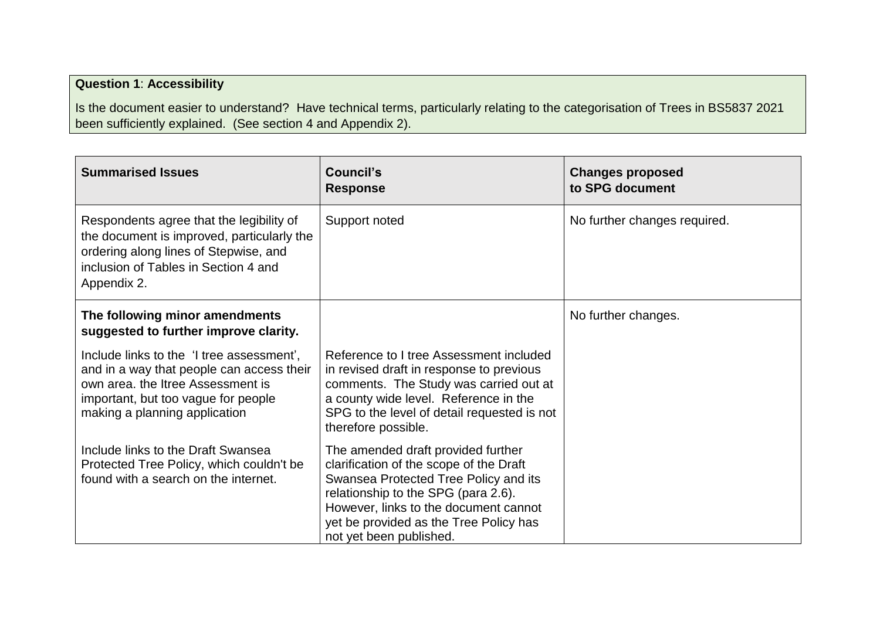| **Question 1**: **Accessibility** |
| --- |
| Is the document easier to understand? Have technical terms, particularly relating to the categorisation of Trees in BS5837 2021 been sufficiently explained. (See section 4 and Appendix 2). |

| **Summarised Issues** | **Council's Response** | **Changes proposed to SPG document** |
| --- | --- | --- |
| Respondents agree that the legibility of the document is improved, particularly the ordering along lines of Stepwise, and inclusion of Tables in Section 4 and Appendix 2. | Support noted | No further changes required. |
| **The following minor amendments suggested to further improve clarity.** | | No further changes. |
| Include links to the 'I tree assessment', and in a way that people can access their own area. the Itree Assessment is important, but too vague for people making a planning application | Reference to I tree Assessment included in revised draft in response to previous comments. The Study was carried out at a county wide level. Reference in the SPG to the level of detail requested is not therefore possible. | |
| Include links to the Draft Swansea Protected Tree Policy, which couldn't be found with a search on the internet. | The amended draft provided further clarification of the scope of the Draft Swansea Protected Tree Policy and its relationship to the SPG (para 2.6). However, links to the document cannot yet be provided as the Tree Policy has not yet been published. | |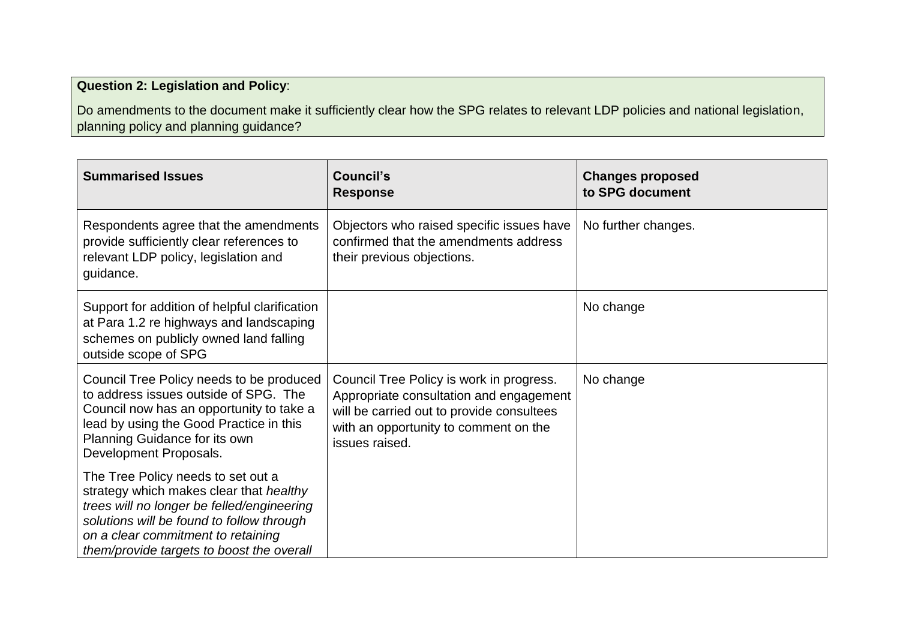**Question 2: Legislation and Policy**:

Do amendments to the document make it sufficiently clear how the SPG relates to relevant LDP policies and national legislation, planning policy and planning guidance?

| Summarised Issues | Council's Response | Changes proposed to SPG document |
|---|---|---|
| Respondents agree that the amendments provide sufficiently clear references to relevant LDP policy, legislation and guidance. | Objectors who raised specific issues have confirmed that the amendments address their previous objections. | No further changes. |
| Support for addition of helpful clarification at Para 1.2 re highways and landscaping schemes on publicly owned land falling outside scope of SPG | | No change |
| Council Tree Policy needs to be produced to address issues outside of SPG. The Council now has an opportunity to take a lead by using the Good Practice in this Planning Guidance for its own Development Proposals. <br><br> The Tree Policy needs to set out a strategy which makes clear that *healthy trees will no longer be felled/engineering solutions will be found to follow through on a clear commitment to retaining them/provide targets to boost the overall* | Council Tree Policy is work in progress. Appropriate consultation and engagement will be carried out to provide consultees with an opportunity to comment on the issues raised. | No change |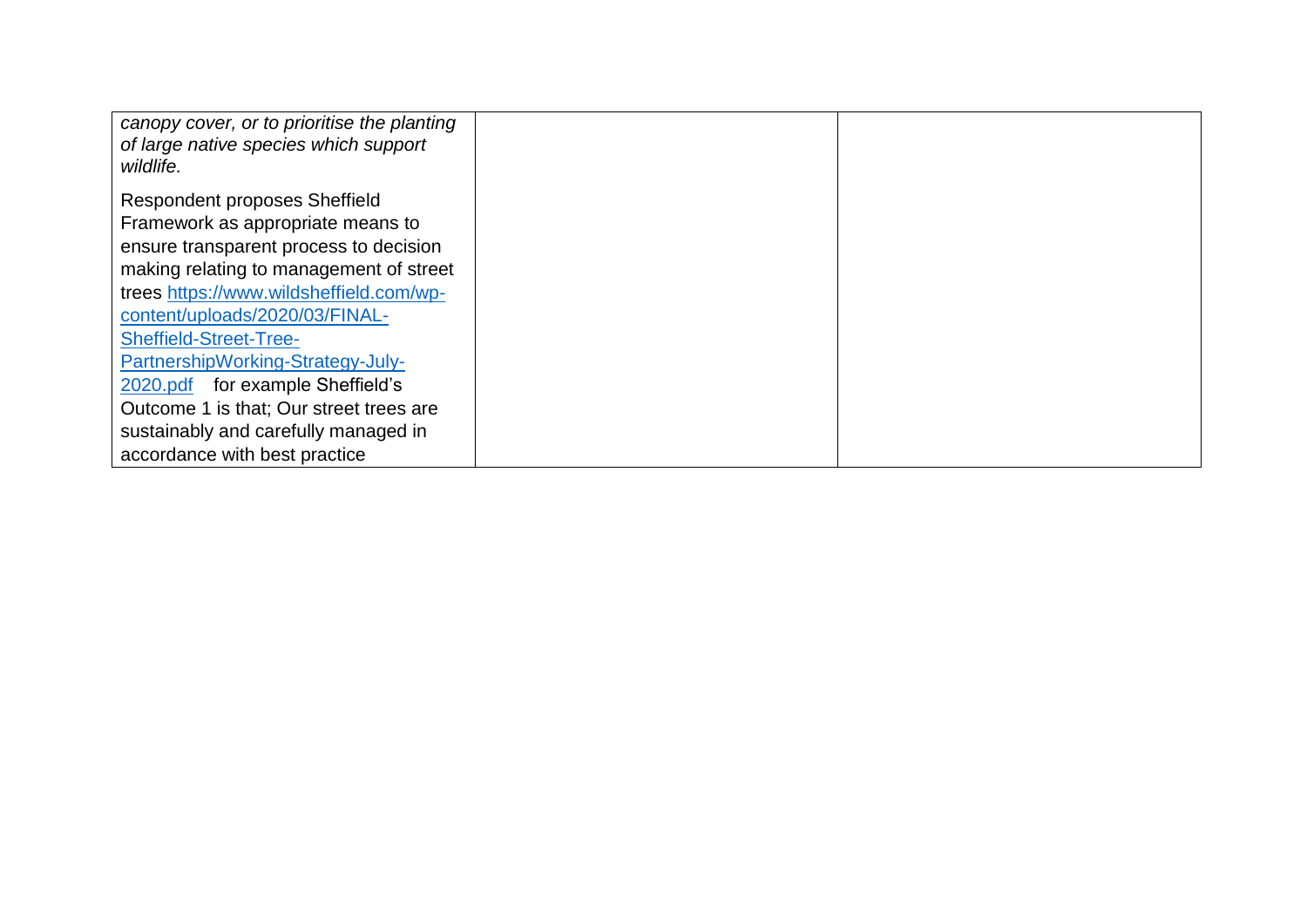| | | |
|---|---|---|
| *canopy cover, or to prioritise the planting of large native species which support wildlife.*<br><br>Respondent proposes Sheffield Framework as appropriate means to ensure transparent process to decision making relating to management of street trees [https://www.wildsheffield.com/wp-content/uploads/2020/03/FINAL-Sheffield-Street-Tree-PartnershipWorking-Strategy-July-2020.pdf](https://www.wildsheffield.com/wp-content/uploads/2020/03/FINAL-Sheffield-Street-Tree-PartnershipWorking-Strategy-July-2020.pdf) for example Sheffield's Outcome 1 is that; Our street trees are sustainably and carefully managed in accordance with best practice | | |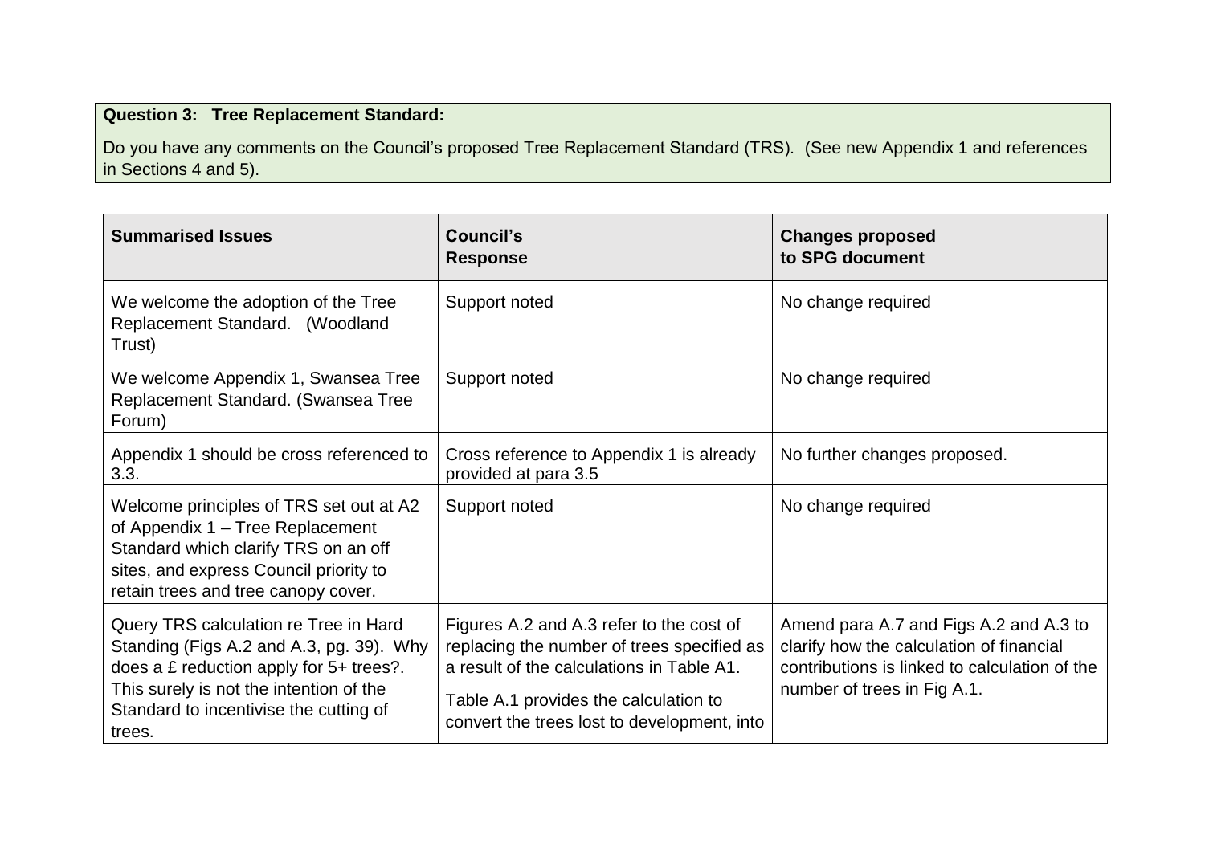**Question 3: Tree Replacement Standard:**

Do you have any comments on the Council's proposed Tree Replacement Standard (TRS). (See new Appendix 1 and references in Sections 4 and 5).

| Summarised Issues | Council's Response | Changes proposed to SPG document |
|---|---|---|
| We welcome the adoption of the Tree Replacement Standard. (Woodland Trust) | Support noted | No change required |
| We welcome Appendix 1, Swansea Tree Replacement Standard. (Swansea Tree Forum) | Support noted | No change required |
| Appendix 1 should be cross referenced to 3.3. | Cross reference to Appendix 1 is already provided at para 3.5 | No further changes proposed. |
| Welcome principles of TRS set out at A2 of Appendix 1 – Tree Replacement Standard which clarify TRS on an off sites, and express Council priority to retain trees and tree canopy cover. | Support noted | No change required |
| Query TRS calculation re Tree in Hard Standing (Figs A.2 and A.3, pg. 39). Why does a £ reduction apply for 5+ trees?. This surely is not the intention of the Standard to incentivise the cutting of trees. | Figures A.2 and A.3 refer to the cost of replacing the number of trees specified as a result of the calculations in Table A1.<br><br>Table A.1 provides the calculation to convert the trees lost to development, into | Amend para A.7 and Figs A.2 and A.3 to clarify how the calculation of financial contributions is linked to calculation of the number of trees in Fig A.1. |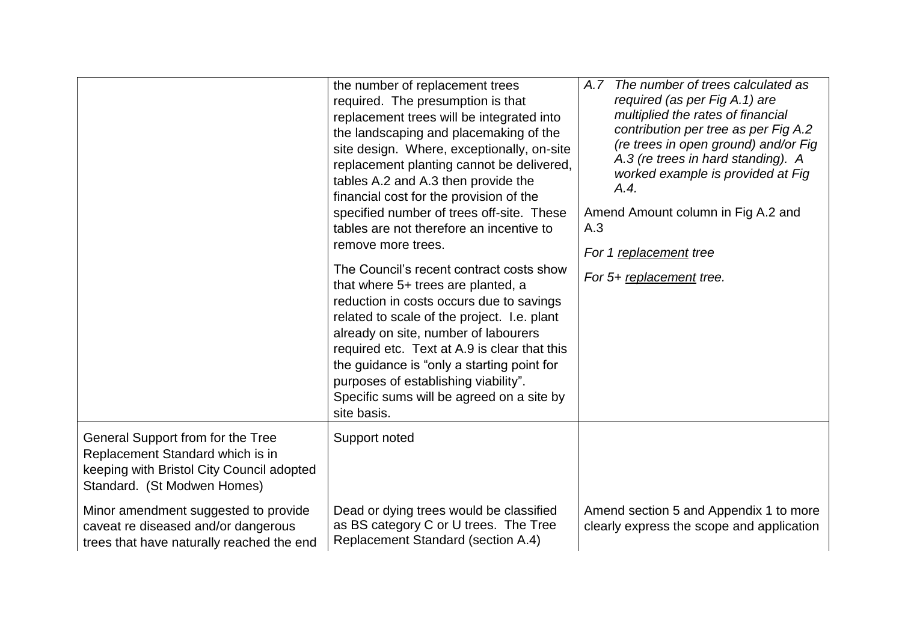|  |  |  |
|---|---|---|
|  | the number of replacement trees required. The presumption is that replacement trees will be integrated into the landscaping and placemaking of the site design. Where, exceptionally, on-site replacement planting cannot be delivered, tables A.2 and A.3 then provide the financial cost for the provision of the specified number of trees off-site. These tables are not therefore an incentive to remove more trees.<br><br>The Council's recent contract costs show that where 5+ trees are planted, a reduction in costs occurs due to savings related to scale of the project. I.e. plant already on site, number of labourers required etc. Text at A.9 is clear that this the guidance is "only a starting point for purposes of establishing viability". Specific sums will be agreed on a site by site basis. | *A.7 The number of trees calculated as required (as per Fig A.1) are multiplied the rates of financial contribution per tree as per Fig A.2 (re trees in open ground) and/or Fig A.3 (re trees in hard standing). A worked example is provided at Fig A.4.*<br><br>Amend Amount column in Fig A.2 and A.3<br><br>*For 1 <u>replacement</u> tree*<br><br>*For 5+ <u>replacement</u> tree.* |
| General Support from for the Tree Replacement Standard which is in keeping with Bristol City Council adopted Standard. (St Modwen Homes)<br><br>Minor amendment suggested to provide caveat re diseased and/or dangerous trees that have naturally reached the end | Support noted<br><br>Dead or dying trees would be classified as BS category C or U trees. The Tree Replacement Standard (section A.4) | <br><br><br><br>Amend section 5 and Appendix 1 to more clearly express the scope and application |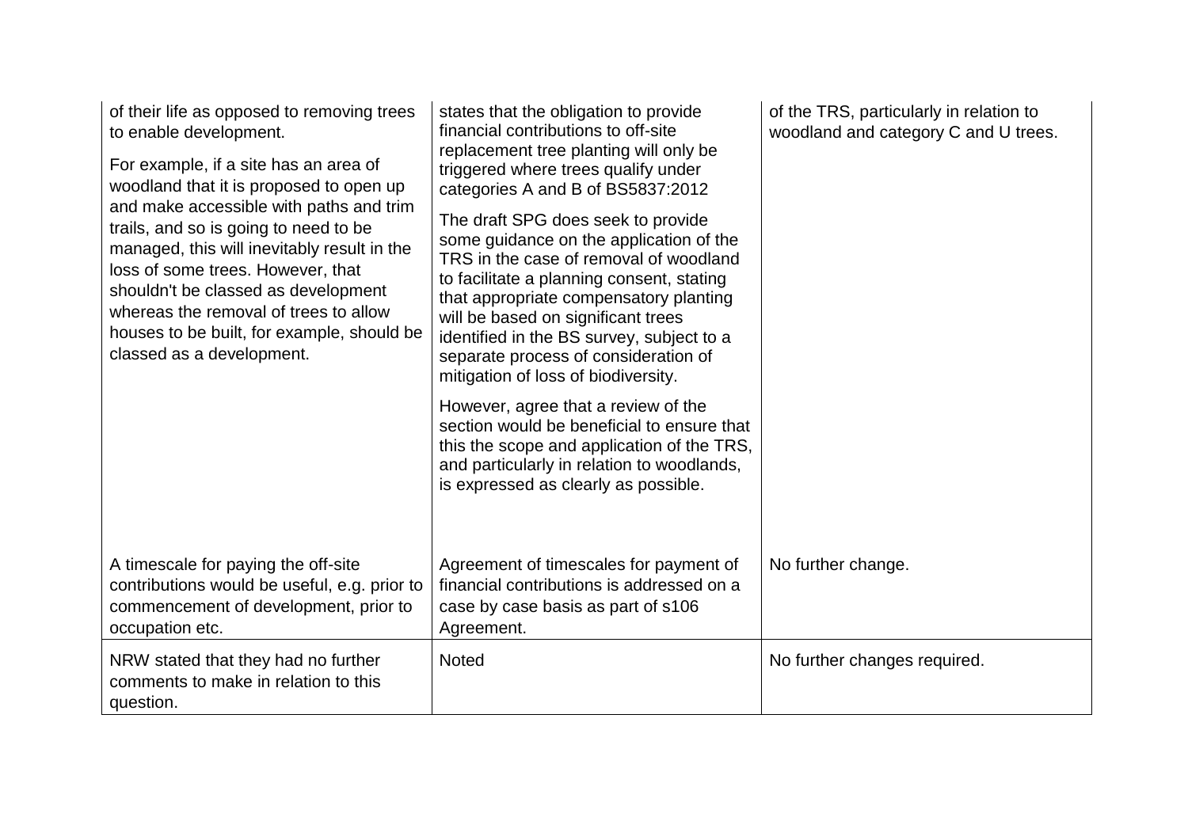| | | |
|---|---|---|
| of their life as opposed to removing trees to enable development.<br><br>For example, if a site has an area of woodland that it is proposed to open up and make accessible with paths and trim trails, and so is going to need to be managed, this will inevitably result in the loss of some trees. However, that shouldn't be classed as development whereas the removal of trees to allow houses to be built, for example, should be classed as a development. | states that the obligation to provide financial contributions to off-site replacement tree planting will only be triggered where trees qualify under categories A and B of BS5837:2012<br><br>The draft SPG does seek to provide some guidance on the application of the TRS in the case of removal of woodland to facilitate a planning consent, stating that appropriate compensatory planting will be based on significant trees identified in the BS survey, subject to a separate process of consideration of mitigation of loss of biodiversity.<br><br>However, agree that a review of the section would be beneficial to ensure that this the scope and application of the TRS, and particularly in relation to woodlands, is expressed as clearly as possible. | of the TRS, particularly in relation to woodland and category C and U trees. |
| A timescale for paying the off-site contributions would be useful, e.g. prior to commencement of development, prior to occupation etc. | Agreement of timescales for payment of financial contributions is addressed on a case by case basis as part of s106 Agreement. | No further change. |
| NRW stated that they had no further comments to make in relation to this question. | Noted | No further changes required. |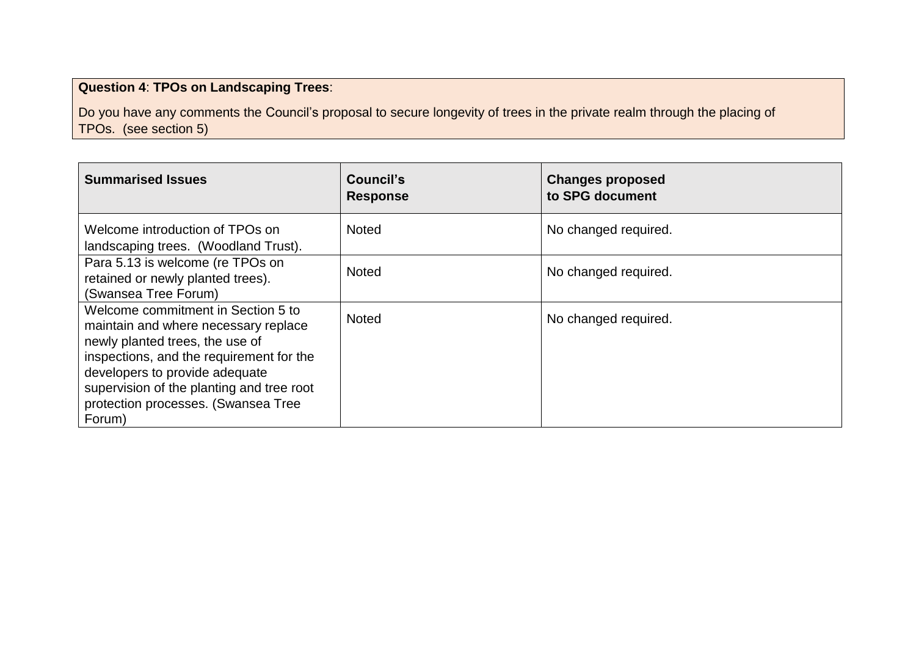**Question 4**: **TPOs on Landscaping Trees**:

Do you have any comments the Council's proposal to secure longevity of trees in the private realm through the placing of TPOs. (see section 5)

| Summarised Issues | Council's Response | Changes proposed to SPG document |
|---|---|---|
| Welcome introduction of TPOs on landscaping trees. (Woodland Trust). | Noted | No changed required. |
| Para 5.13 is welcome (re TPOs on retained or newly planted trees). (Swansea Tree Forum) | Noted | No changed required. |
| Welcome commitment in Section 5 to maintain and where necessary replace newly planted trees, the use of inspections, and the requirement for the developers to provide adequate supervision of the planting and tree root protection processes. (Swansea Tree Forum) | Noted | No changed required. |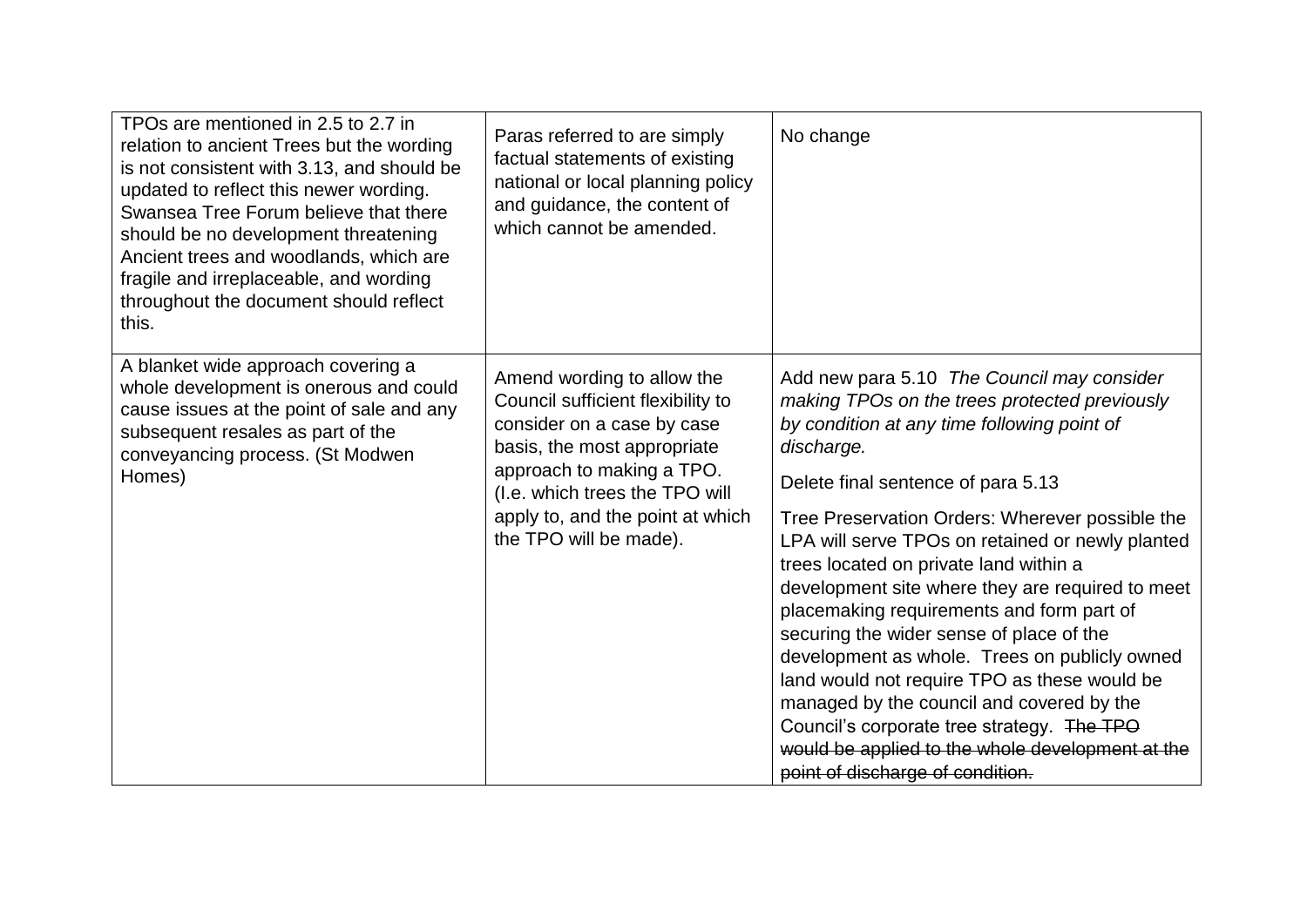| | | |
|---|---|---|
| TPOs are mentioned in 2.5 to 2.7 in relation to ancient Trees but the wording is not consistent with 3.13, and should be updated to reflect this newer wording. Swansea Tree Forum believe that there should be no development threatening Ancient trees and woodlands, which are fragile and irreplaceable, and wording throughout the document should reflect this. | Paras referred to are simply factual statements of existing national or local planning policy and guidance, the content of which cannot be amended. | No change |
| A blanket wide approach covering a whole development is onerous and could cause issues at the point of sale and any subsequent resales as part of the conveyancing process. (St Modwen Homes) | Amend wording to allow the Council sufficient flexibility to consider on a case by case basis, the most appropriate approach to making a TPO. (I.e. which trees the TPO will apply to, and the point at which the TPO will be made). | Add new para 5.10 *The Council may consider making TPOs on the trees protected previously by condition at any time following point of discharge.*<br><br>Delete final sentence of para 5.13<br><br>Tree Preservation Orders: Wherever possible the LPA will serve TPOs on retained or newly planted trees located on private land within a development site where they are required to meet placemaking requirements and form part of securing the wider sense of place of the development as whole. Trees on publicly owned land would not require TPO as these would be managed by the council and covered by the Council's corporate tree strategy. ~~The TPO would be applied to the whole development at the point of discharge of condition.~~ |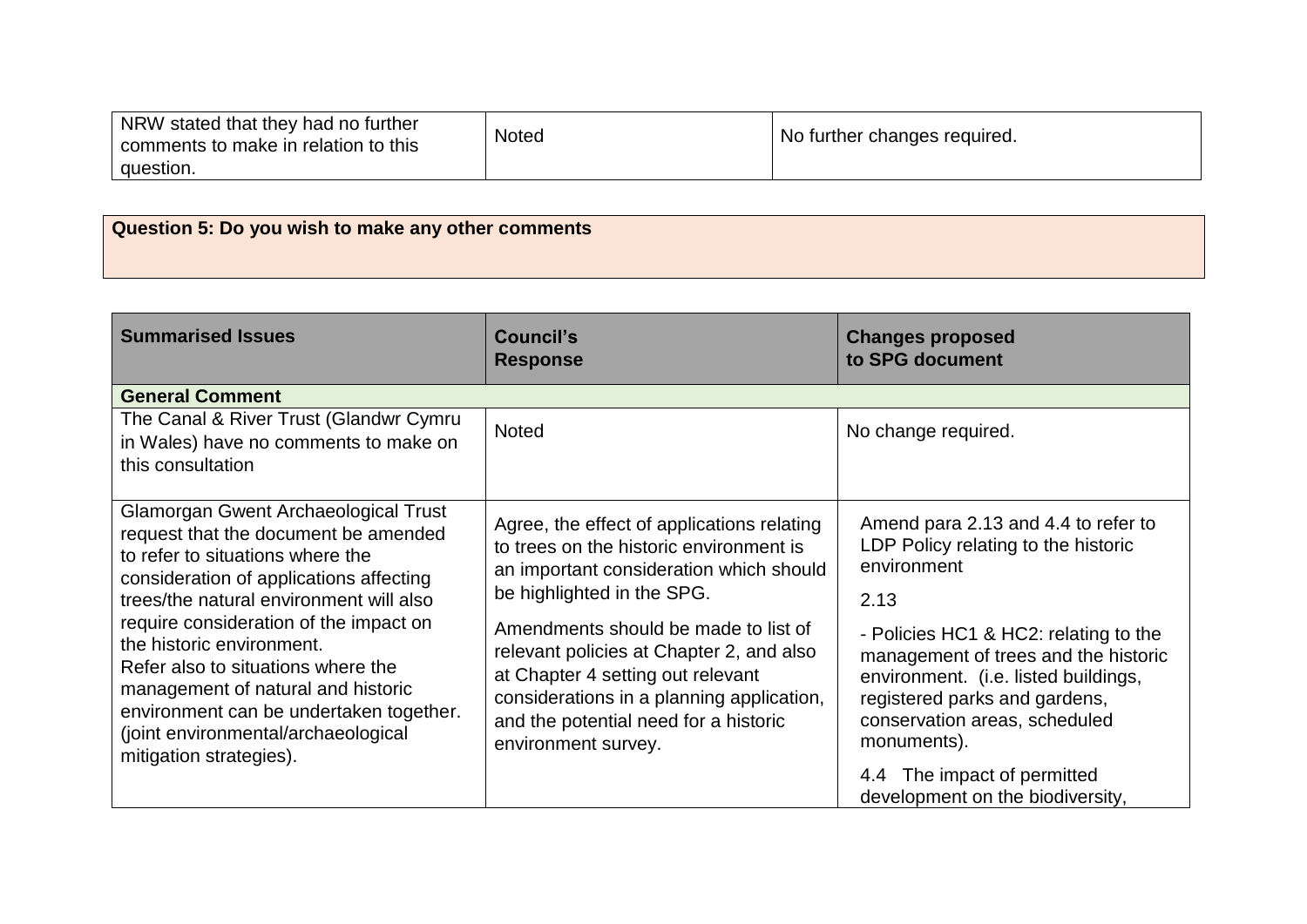| | | |
|---|---|---|
| NRW stated that they had no further comments to make in relation to this question. | Noted | No further changes required. |

| **Question 5: Do you wish to make any other comments** |
|---|

| **Summarised Issues** | **Council's Response** | **Changes proposed to SPG document** |
|---|---|---|
| **General Comment** | | |
| The Canal & River Trust (Glandwr Cymru in Wales) have no comments to make on this consultation | Noted | No change required. |
| Glamorgan Gwent Archaeological Trust request that the document be amended to refer to situations where the consideration of applications affecting trees/the natural environment will also require consideration of the impact on the historic environment.<br>Refer also to situations where the management of natural and historic environment can be undertaken together. (joint environmental/archaeological mitigation strategies). | Agree, the effect of applications relating to trees on the historic environment is an important consideration which should be highlighted in the SPG.<br><br>Amendments should be made to list of relevant policies at Chapter 2, and also at Chapter 4 setting out relevant considerations in a planning application, and the potential need for a historic environment survey. | Amend para 2.13 and 4.4 to refer to LDP Policy relating to the historic environment<br><br>2.13<br><br>- Policies HC1 & HC2: relating to the management of trees and the historic environment. (i.e. listed buildings, registered parks and gardens, conservation areas, scheduled monuments).<br><br>4.4 The impact of permitted development on the biodiversity, |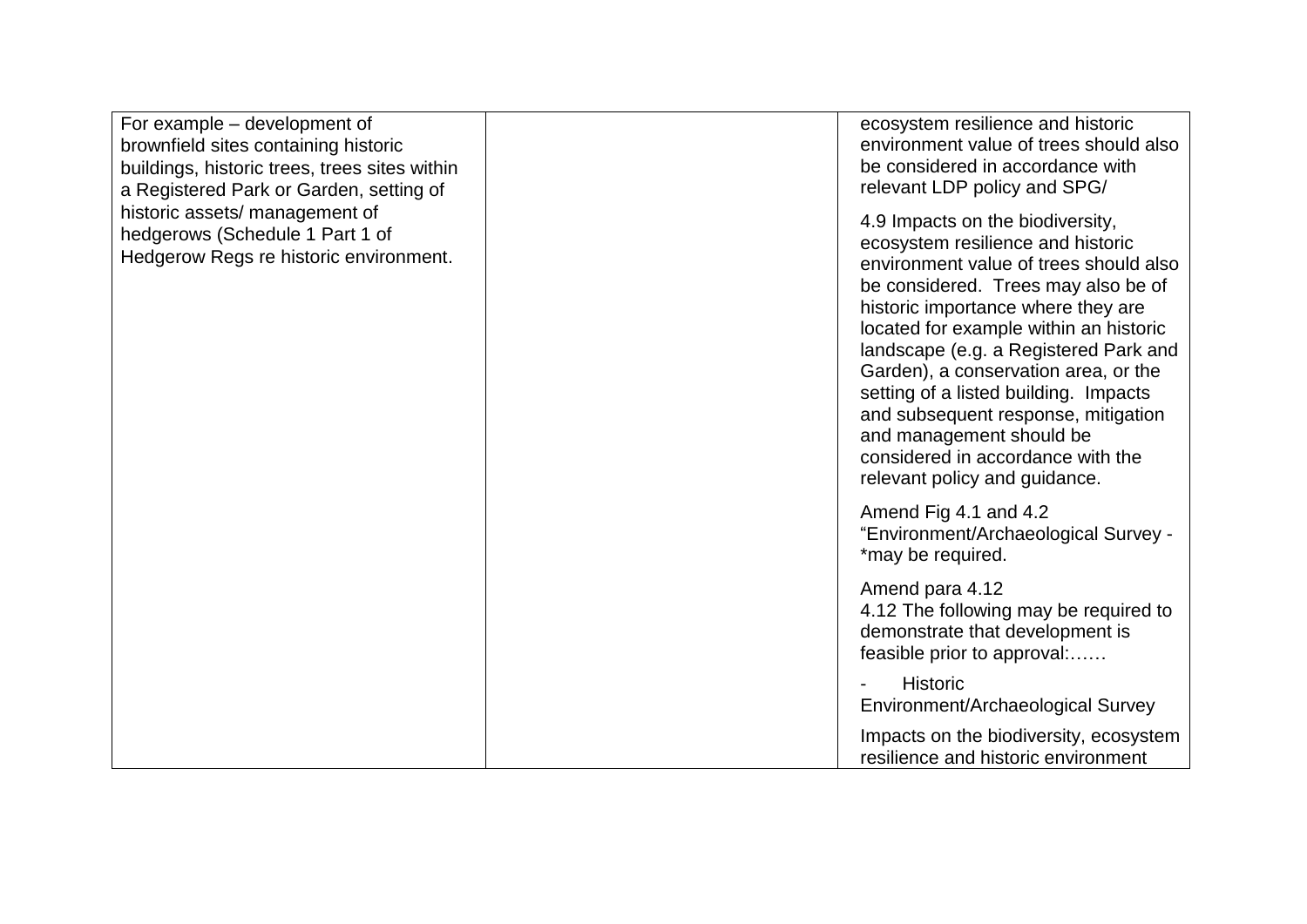| | | |
|---|---|---|
| For example – development of brownfield sites containing historic buildings, historic trees, trees sites within a Registered Park or Garden, setting of historic assets/ management of hedgerows (Schedule 1 Part 1 of Hedgerow Regs re historic environment. | | ecosystem resilience and historic environment value of trees should also be considered in accordance with relevant LDP policy and SPG/<br><br>4.9 Impacts on the biodiversity, ecosystem resilience and historic environment value of trees should also be considered. Trees may also be of historic importance where they are located for example within an historic landscape (e.g. a Registered Park and Garden), a conservation area, or the setting of a listed building. Impacts and subsequent response, mitigation and management should be considered in accordance with the relevant policy and guidance.<br><br>Amend Fig 4.1 and 4.2 "Environment/Archaeological Survey - *may be required.<br><br>Amend para 4.12<br>4.12 The following may be required to demonstrate that development is feasible prior to approval:……<br><br>- Historic Environment/Archaeological Survey<br><br>Impacts on the biodiversity, ecosystem resilience and historic environment |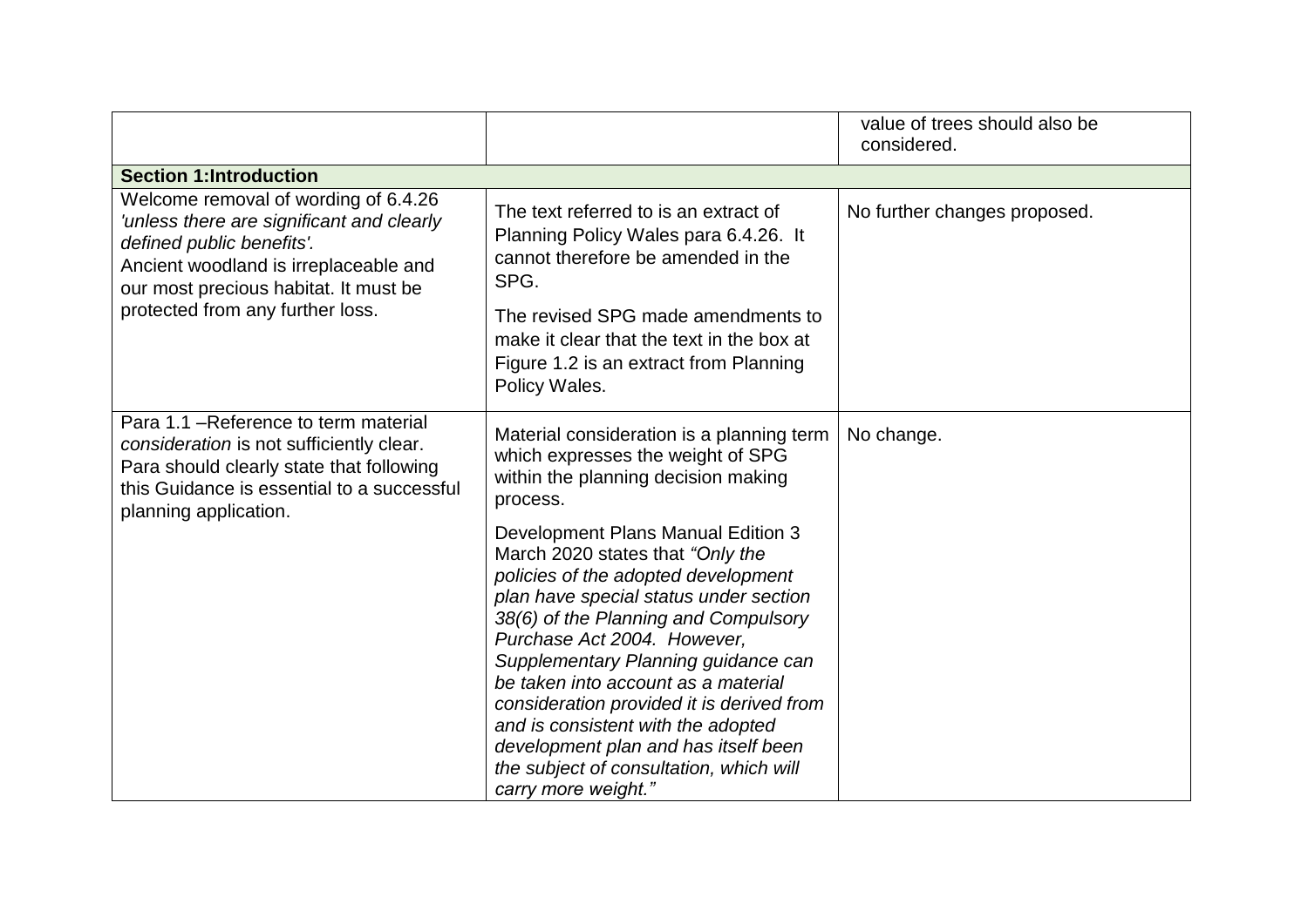| | | |
|---|---|---|
| | | value of trees should also be considered. |
| **Section 1:Introduction** | | |
| Welcome removal of wording of 6.4.26 *'unless there are significant and clearly defined public benefits'.* Ancient woodland is irreplaceable and our most precious habitat. It must be protected from any further loss. | The text referred to is an extract of Planning Policy Wales para 6.4.26. It cannot therefore be amended in the SPG. The revised SPG made amendments to make it clear that the text in the box at Figure 1.2 is an extract from Planning Policy Wales. | No further changes proposed. |
| Para 1.1 –Reference to term material *consideration* is not sufficiently clear. Para should clearly state that following this Guidance is essential to a successful planning application. | Material consideration is a planning term which expresses the weight of SPG within the planning decision making process. Development Plans Manual Edition 3 March 2020 states that *"Only the policies of the adopted development plan have special status under section 38(6) of the Planning and Compulsory Purchase Act 2004. However, Supplementary Planning guidance can be taken into account as a material consideration provided it is derived from and is consistent with the adopted development plan and has itself been the subject of consultation, which will carry more weight."* | No change. |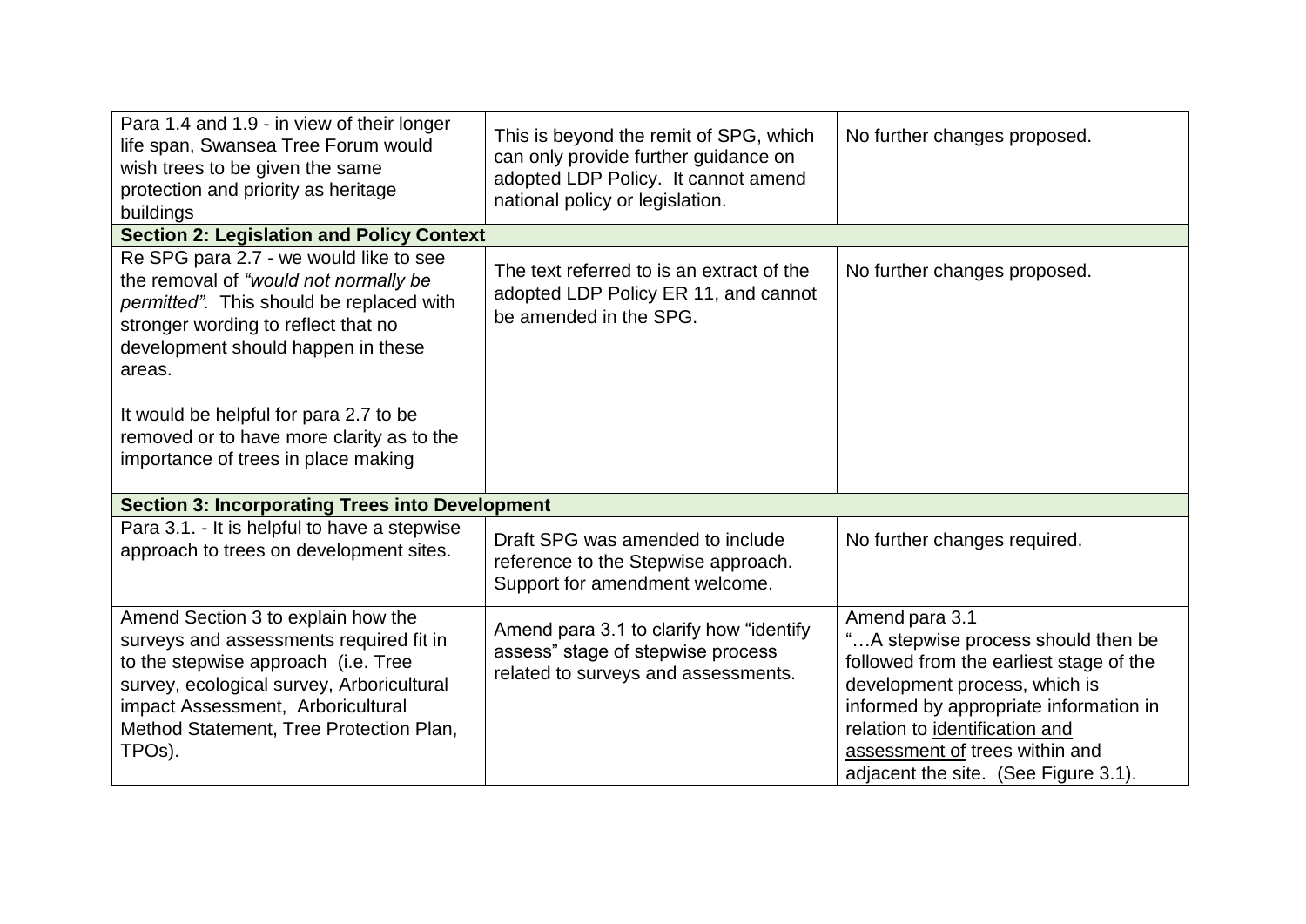| | | |
|---|---|---|
| Para 1.4 and 1.9 - in view of their longer life span, Swansea Tree Forum would wish trees to be given the same protection and priority as heritage buildings | This is beyond the remit of SPG, which can only provide further guidance on adopted LDP Policy. It cannot amend national policy or legislation. | No further changes proposed. |
| **Section 2: Legislation and Policy Context** | | |
| Re SPG para 2.7 - we would like to see the removal of *"would not normally be permitted".* This should be replaced with stronger wording to reflect that no development should happen in these areas.<br><br>It would be helpful for para 2.7 to be removed or to have more clarity as to the importance of trees in place making | The text referred to is an extract of the adopted LDP Policy ER 11, and cannot be amended in the SPG. | No further changes proposed. |
| **Section 3: Incorporating Trees into Development** | | |
| Para 3.1. - It is helpful to have a stepwise approach to trees on development sites. | Draft SPG was amended to include reference to the Stepwise approach. Support for amendment welcome. | No further changes required. |
| Amend Section 3 to explain how the surveys and assessments required fit in to the stepwise approach (i.e. Tree survey, ecological survey, Arboricultural impact Assessment, Arboricultural Method Statement, Tree Protection Plan, TPOs). | Amend para 3.1 to clarify how "identify assess" stage of stepwise process related to surveys and assessments. | Amend para 3.1<br>"…A stepwise process should then be followed from the earliest stage of the development process, which is informed by appropriate information in relation to <u>identification and assessment of</u> trees within and adjacent the site. (See Figure 3.1). |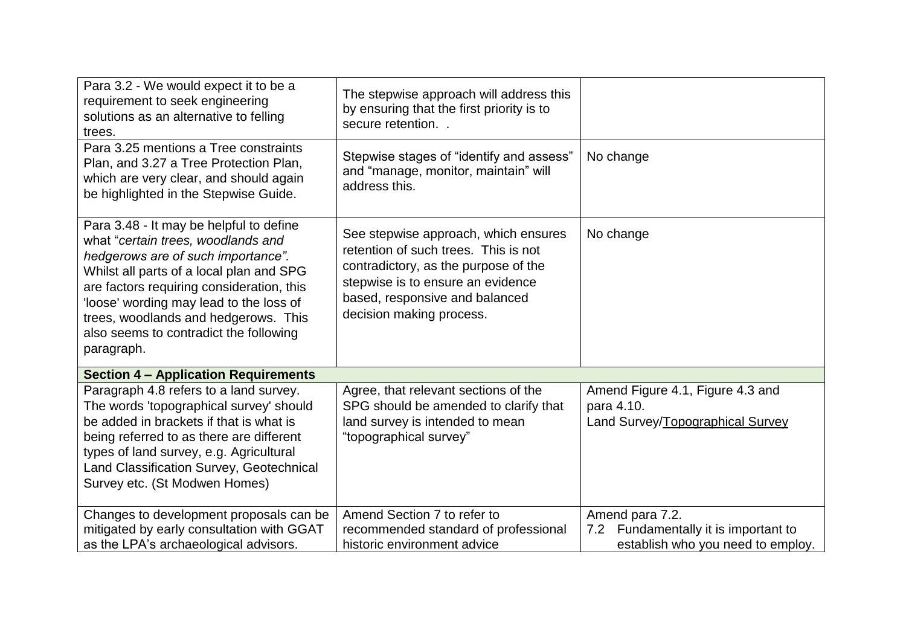| | | |
|---|---|---|
| Para 3.2 - We would expect it to be a requirement to seek engineering solutions as an alternative to felling trees. | The stepwise approach will address this by ensuring that the first priority is to secure retention. . | |
| Para 3.25 mentions a Tree constraints Plan, and 3.27 a Tree Protection Plan, which are very clear, and should again be highlighted in the Stepwise Guide. | Stepwise stages of "identify and assess" and "manage, monitor, maintain" will address this. | No change |
| Para 3.48 - It may be helpful to define what "*certain trees, woodlands and hedgerows are of such importance".* Whilst all parts of a local plan and SPG are factors requiring consideration, this 'loose' wording may lead to the loss of trees, woodlands and hedgerows. This also seems to contradict the following paragraph. | See stepwise approach, which ensures retention of such trees. This is not contradictory, as the purpose of the stepwise is to ensure an evidence based, responsive and balanced decision making process. | No change |
| **Section 4 – Application Requirements** | | |
| Paragraph 4.8 refers to a land survey. The words 'topographical survey' should be added in brackets if that is what is being referred to as there are different types of land survey, e.g. Agricultural Land Classification Survey, Geotechnical Survey etc. (St Modwen Homes) | Agree, that relevant sections of the SPG should be amended to clarify that land survey is intended to mean "topographical survey" | Amend Figure 4.1, Figure 4.3 and para 4.10.<br>Land Survey/<u>Topographical Survey</u> |
| Changes to development proposals can be mitigated by early consultation with GGAT as the LPA's archaeological advisors. | Amend Section 7 to refer to recommended standard of professional historic environment advice | Amend para 7.2.<br>7.2 Fundamentally it is important to establish who you need to employ. |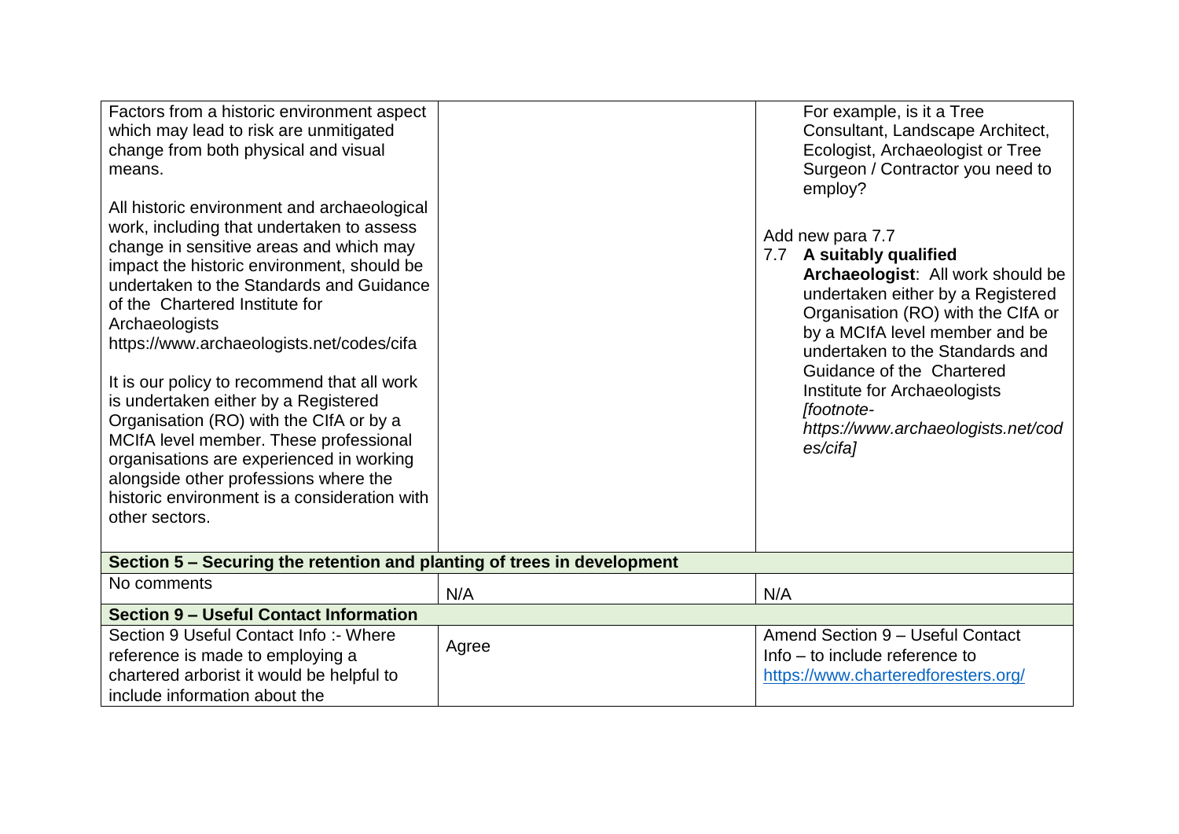| | | |
|---|---|---|
| Factors from a historic environment aspect which may lead to risk are unmitigated change from both physical and visual means.<br><br>All historic environment and archaeological work, including that undertaken to assess change in sensitive areas and which may impact the historic environment, should be undertaken to the Standards and Guidance of the Chartered Institute for Archaeologists https://www.archaeologists.net/codes/cifa<br><br>It is our policy to recommend that all work is undertaken either by a Registered Organisation (RO) with the CIfA or by a MCIfA level member. These professional organisations are experienced in working alongside other professions where the historic environment is a consideration with other sectors. | | For example, is it a Tree Consultant, Landscape Architect, Ecologist, Archaeologist or Tree Surgeon / Contractor you need to employ?<br><br>Add new para 7.7<br>7.7 **A suitably qualified Archaeologist**: All work should be undertaken either by a Registered Organisation (RO) with the CIfA or by a MCIfA level member and be undertaken to the Standards and Guidance of the Chartered Institute for Archaeologists *[footnote- https://www.archaeologists.net/codes/cifa]* |
| **Section 5 – Securing the retention and planting of trees in development** | | |
| No comments | N/A | N/A |
| **Section 9 – Useful Contact Information** | | |
| Section 9 Useful Contact Info :- Where reference is made to employing a chartered arborist it would be helpful to include information about the | Agree | Amend Section 9 – Useful Contact Info – to include reference to https://www.charteredforesters.org/ |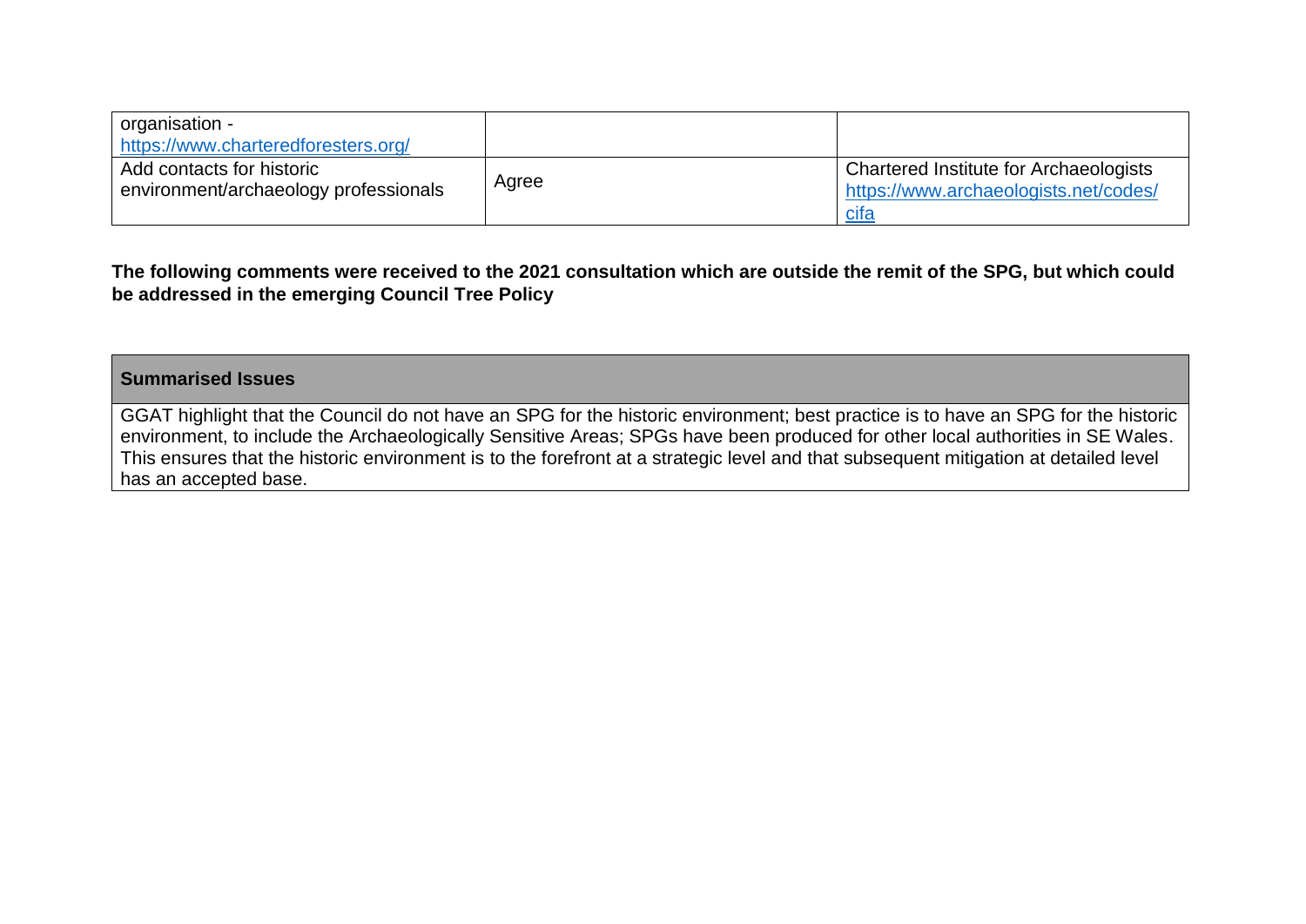| | | |
|---|---|---|
| organisation - https://www.charteredforesters.org/ | | |
| Add contacts for historic environment/archaeology professionals | Agree | Chartered Institute for Archaeologists https://www.archaeologists.net/codes/cifa |

**The following comments were received to the 2021 consultation which are outside the remit of the SPG, but which could be addressed in the emerging Council Tree Policy**

| **Summarised Issues** |
|---|
| GGAT highlight that the Council do not have an SPG for the historic environment; best practice is to have an SPG for the historic environment, to include the Archaeologically Sensitive Areas; SPGs have been produced for other local authorities in SE Wales. This ensures that the historic environment is to the forefront at a strategic level and that subsequent mitigation at detailed level has an accepted base. |